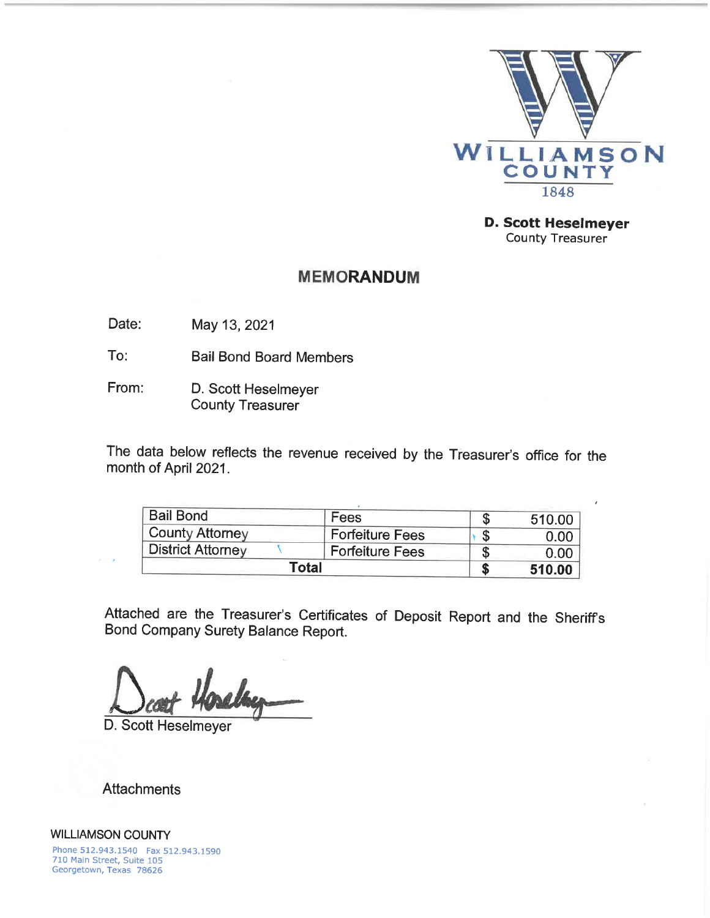WILLIAMSON COUNTY
1848

**D. Scott Heselmeyer**
County Treasurer

## MEMORANDUM

Date: May 13, 2021

To: Bail Bond Board Members

From: D. Scott Heselmeyer
County Treasurer

The data below reflects the revenue received by the Treasurer's office for the month of April 2021.

| | | | |
|---|---|---|---|
| Bail Bond | Fees | $ | 510.00 |
| County Attorney | Forfeiture Fees | $ | 0.00 |
| District Attorney | Forfeiture Fees | $ | 0.00 |
| **Total** | | **$** | **510.00** |

Attached are the Treasurer's Certificates of Deposit Report and the Sheriff's Bond Company Surety Balance Report.

D. Scott Heselmeyer

Attachments

WILLIAMSON COUNTY
Phone 512.943.1540 Fax 512.943.1590
710 Main Street, Suite 105
Georgetown, Texas 78626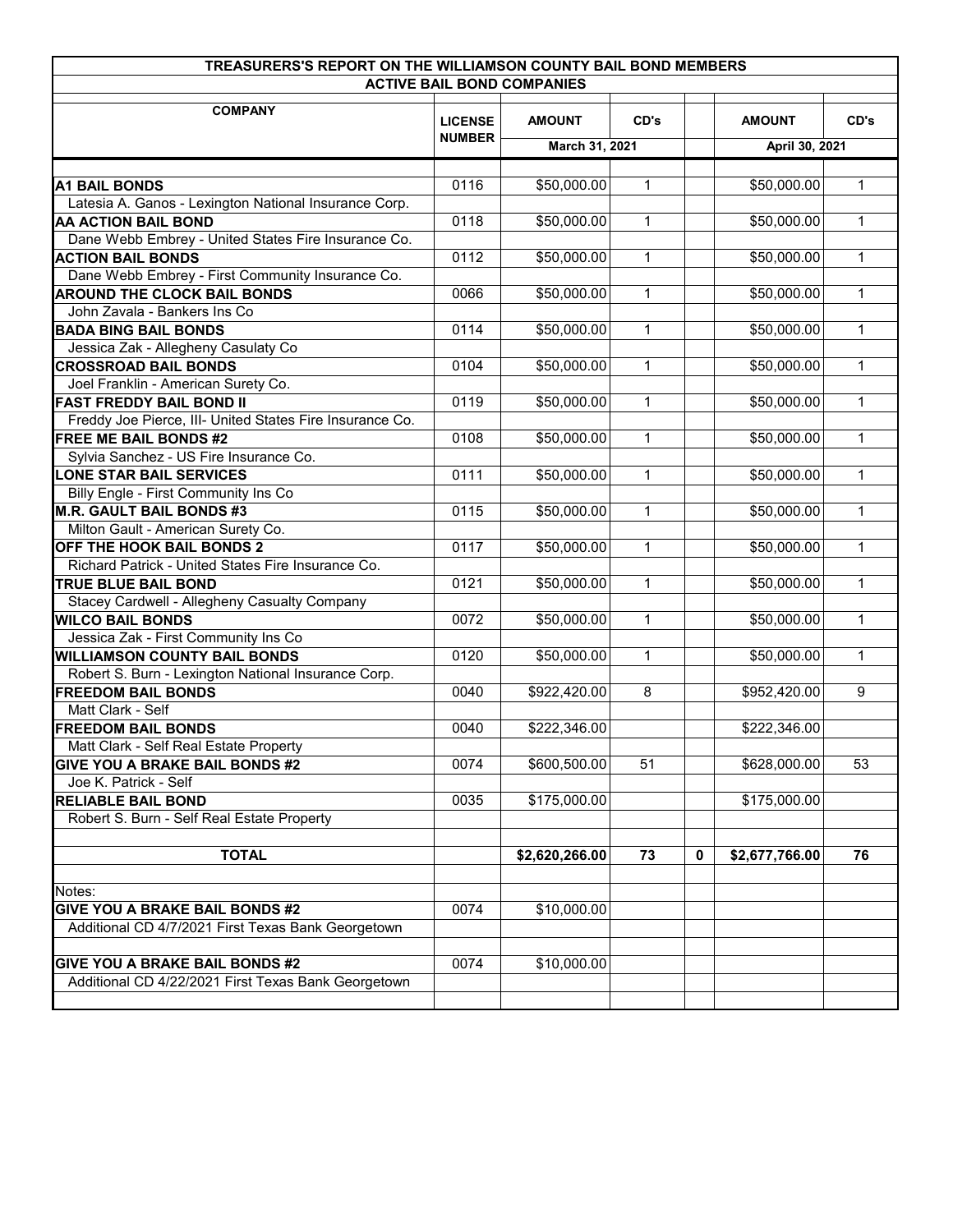# TREASURERS'S REPORT ON THE WILLIAMSON COUNTY BAIL BOND MEMBERS

## ACTIVE BAIL BOND COMPANIES

| COMPANY | LICENSE NUMBER | AMOUNT | CD's | | AMOUNT | CD's |
|---|---|---|---|---|---|---|
| | | March 31, 2021 | | | April 30, 2021 | |
| **A1 BAIL BONDS** | 0116 | $50,000.00 | 1 | | $50,000.00 | 1 |
| Latesia A. Ganos - Lexington National Insurance Corp. | | | | | | |
| **AA ACTION BAIL BOND** | 0118 | $50,000.00 | 1 | | $50,000.00 | 1 |
| Dane Webb Embrey - United States Fire Insurance Co. | | | | | | |
| **ACTION BAIL BONDS** | 0112 | $50,000.00 | 1 | | $50,000.00 | 1 |
| Dane Webb Embrey - First Community Insurance Co. | | | | | | |
| **AROUND THE CLOCK BAIL BONDS** | 0066 | $50,000.00 | 1 | | $50,000.00 | 1 |
| John Zavala - Bankers Ins Co | | | | | | |
| **BADA BING BAIL BONDS** | 0114 | $50,000.00 | 1 | | $50,000.00 | 1 |
| Jessica Zak - Allegheny Casulaty Co | | | | | | |
| **CROSSROAD BAIL BONDS** | 0104 | $50,000.00 | 1 | | $50,000.00 | 1 |
| Joel Franklin - American Surety Co. | | | | | | |
| **FAST FREDDY BAIL BOND II** | 0119 | $50,000.00 | 1 | | $50,000.00 | 1 |
| Freddy Joe Pierce, III- United States Fire Insurance Co. | | | | | | |
| **FREE ME BAIL BONDS #2** | 0108 | $50,000.00 | 1 | | $50,000.00 | 1 |
| Sylvia Sanchez - US Fire Insurance Co. | | | | | | |
| **LONE STAR BAIL SERVICES** | 0111 | $50,000.00 | 1 | | $50,000.00 | 1 |
| Billy Engle - First Community Ins Co | | | | | | |
| **M.R. GAULT BAIL BONDS #3** | 0115 | $50,000.00 | 1 | | $50,000.00 | 1 |
| Milton Gault - American Surety Co. | | | | | | |
| **OFF THE HOOK BAIL BONDS 2** | 0117 | $50,000.00 | 1 | | $50,000.00 | 1 |
| Richard Patrick - United States Fire Insurance Co. | | | | | | |
| **TRUE BLUE BAIL BOND** | 0121 | $50,000.00 | 1 | | $50,000.00 | 1 |
| Stacey Cardwell - Allegheny Casualty Company | | | | | | |
| **WILCO BAIL BONDS** | 0072 | $50,000.00 | 1 | | $50,000.00 | 1 |
| Jessica Zak - First Community Ins Co | | | | | | |
| **WILLIAMSON COUNTY BAIL BONDS** | 0120 | $50,000.00 | 1 | | $50,000.00 | 1 |
| Robert S. Burn - Lexington National Insurance Corp. | | | | | | |
| **FREEDOM BAIL BONDS** | 0040 | $922,420.00 | 8 | | $952,420.00 | 9 |
| Matt Clark - Self | | | | | | |
| **FREEDOM BAIL BONDS** | 0040 | $222,346.00 | | | $222,346.00 | |
| Matt Clark - Self Real Estate Property | | | | | | |
| **GIVE YOU A BRAKE BAIL BONDS #2** | 0074 | $600,500.00 | 51 | | $628,000.00 | 53 |
| Joe K. Patrick - Self | | | | | | |
| **RELIABLE BAIL BOND** | 0035 | $175,000.00 | | | $175,000.00 | |
| Robert S. Burn - Self Real Estate Property | | | | | | |
| **TOTAL** | | **$2,620,266.00** | **73** | **0** | **$2,677,766.00** | **76** |
| Notes: | | | | | | |
| **GIVE YOU A BRAKE BAIL BONDS #2** | 0074 | $10,000.00 | | | | |
| Additional CD 4/7/2021 First Texas Bank Georgetown | | | | | | |
| **GIVE YOU A BRAKE BAIL BONDS #2** | 0074 | $10,000.00 | | | | |
| Additional CD 4/22/2021 First Texas Bank Georgetown | | | | | | |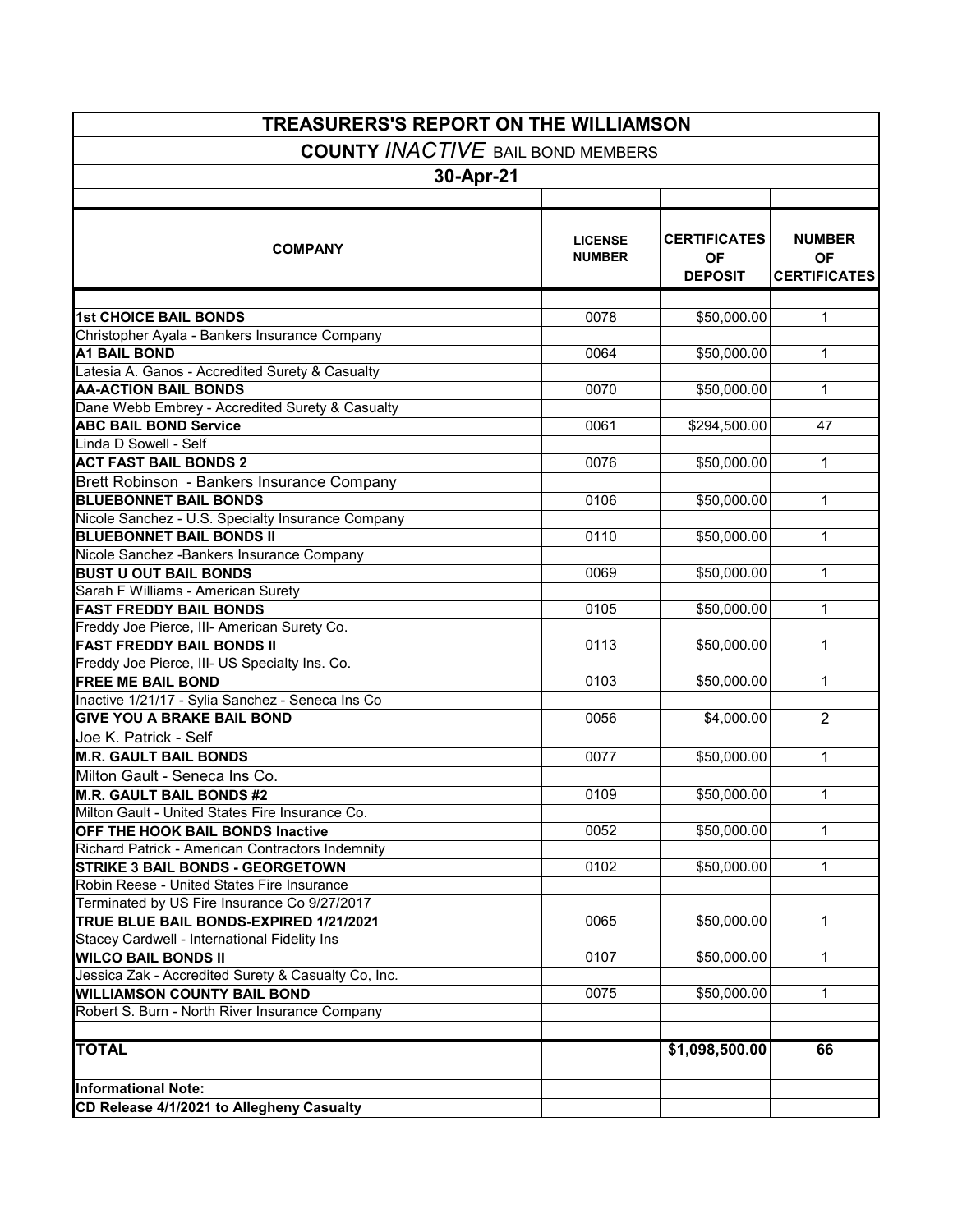# TREASURERS'S REPORT ON THE WILLIAMSON

## COUNTY *INACTIVE* BAIL BOND MEMBERS

## 30-Apr-21

| COMPANY | LICENSE NUMBER | CERTIFICATES OF DEPOSIT | NUMBER OF CERTIFICATES |
|---|---|---|---|
| **1st CHOICE BAIL BONDS** | 0078 | $50,000.00 | 1 |
| Christopher Ayala - Bankers Insurance Company | | | |
| **A1 BAIL BOND** | 0064 | $50,000.00 | 1 |
| Latesia A. Ganos - Accredited Surety & Casualty | | | |
| **AA-ACTION BAIL BONDS** | 0070 | $50,000.00 | 1 |
| Dane Webb Embrey - Accredited Surety & Casualty | | | |
| **ABC BAIL BOND Service** | 0061 | $294,500.00 | 47 |
| Linda D Sowell - Self | | | |
| **ACT FAST BAIL BONDS 2** | 0076 | $50,000.00 | 1 |
| Brett Robinson - Bankers Insurance Company | | | |
| **BLUEBONNET BAIL BONDS** | 0106 | $50,000.00 | 1 |
| Nicole Sanchez - U.S. Specialty Insurance Company | | | |
| **BLUEBONNET BAIL BONDS II** | 0110 | $50,000.00 | 1 |
| Nicole Sanchez -Bankers Insurance Company | | | |
| **BUST U OUT BAIL BONDS** | 0069 | $50,000.00 | 1 |
| Sarah F Williams - American Surety | | | |
| **FAST FREDDY BAIL BONDS** | 0105 | $50,000.00 | 1 |
| Freddy Joe Pierce, III- American Surety Co. | | | |
| **FAST FREDDY BAIL BONDS II** | 0113 | $50,000.00 | 1 |
| Freddy Joe Pierce, III- US Specialty Ins. Co. | | | |
| **FREE ME BAIL BOND** | 0103 | $50,000.00 | 1 |
| Inactive 1/21/17 - Sylia Sanchez - Seneca Ins Co | | | |
| **GIVE YOU A BRAKE BAIL BOND** | 0056 | $4,000.00 | 2 |
| Joe K. Patrick - Self | | | |
| **M.R. GAULT BAIL BONDS** | 0077 | $50,000.00 | 1 |
| Milton Gault - Seneca Ins Co. | | | |
| **M.R. GAULT BAIL BONDS #2** | 0109 | $50,000.00 | 1 |
| Milton Gault - United States Fire Insurance Co. | | | |
| **OFF THE HOOK BAIL BONDS Inactive** | 0052 | $50,000.00 | 1 |
| Richard Patrick - American Contractors Indemnity | | | |
| **STRIKE 3 BAIL BONDS - GEORGETOWN** | 0102 | $50,000.00 | 1 |
| Robin Reese - United States Fire Insurance | | | |
| Terminated by US Fire Insurance Co 9/27/2017 | | | |
| **TRUE BLUE BAIL BONDS-EXPIRED 1/21/2021** | 0065 | $50,000.00 | 1 |
| Stacey Cardwell - International Fidelity Ins | | | |
| **WILCO BAIL BONDS II** | 0107 | $50,000.00 | 1 |
| Jessica Zak - Accredited Surety & Casualty Co, Inc. | | | |
| **WILLIAMSON COUNTY BAIL BOND** | 0075 | $50,000.00 | 1 |
| Robert S. Burn - North River Insurance Company | | | |
| | | | |
| **TOTAL** | | **$1,098,500.00** | **66** |
| | | | |
| **Informational Note:** | | | |
| **CD Release 4/1/2021 to Allegheny Casualty** | | | |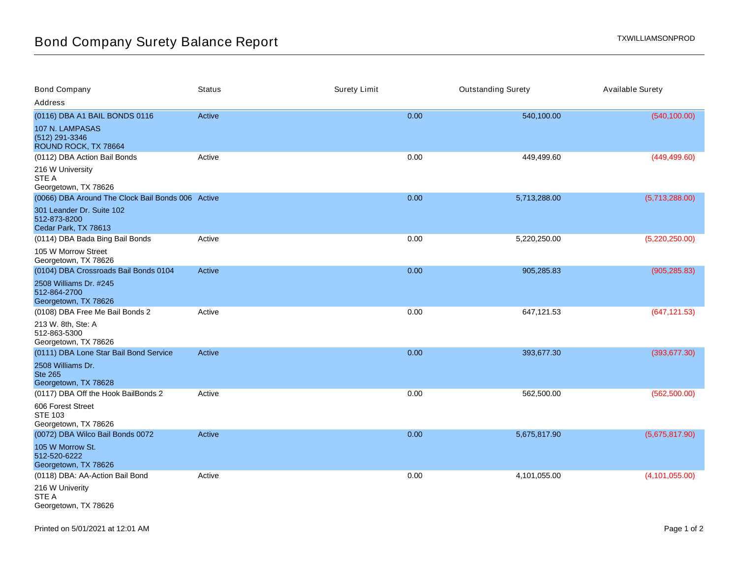# Bond Company Surety Balance Report

TXWILLIAMSONPROD

| Bond Company / Address | Status | Surety Limit | Outstanding Surety | Available Surety |
|---|---|---|---|---|
| (0116) DBA A1 BAIL BONDS 0116<br>107 N. LAMPASAS<br>(512) 291-3346<br>ROUND ROCK, TX 78664 | Active | 0.00 | 540,100.00 | (540,100.00) |
| (0112) DBA Action Bail Bonds<br>216 W University<br>STE A<br>Georgetown, TX 78626 | Active | 0.00 | 449,499.60 | (449,499.60) |
| (0066) DBA Around The Clock Bail Bonds 006<br>301 Leander Dr. Suite 102<br>512-873-8200<br>Cedar Park, TX 78613 | Active | 0.00 | 5,713,288.00 | (5,713,288.00) |
| (0114) DBA Bada Bing Bail Bonds<br>105 W Morrow Street<br>Georgetown, TX 78626 | Active | 0.00 | 5,220,250.00 | (5,220,250.00) |
| (0104) DBA Crossroads Bail Bonds 0104<br>2508 Williams Dr. #245<br>512-864-2700<br>Georgetown, TX 78626 | Active | 0.00 | 905,285.83 | (905,285.83) |
| (0108) DBA Free Me Bail Bonds 2<br>213 W. 8th, Ste: A<br>512-863-5300<br>Georgetown, TX 78626 | Active | 0.00 | 647,121.53 | (647,121.53) |
| (0111) DBA Lone Star Bail Bond Service<br>2508 Williams Dr.<br>Ste 265<br>Georgetown, TX 78628 | Active | 0.00 | 393,677.30 | (393,677.30) |
| (0117) DBA Off the Hook BailBonds 2<br>606 Forest Street<br>STE 103<br>Georgetown, TX 78626 | Active | 0.00 | 562,500.00 | (562,500.00) |
| (0072) DBA Wilco Bail Bonds 0072<br>105 W Morrow St.<br>512-520-6222<br>Georgetown, TX 78626 | Active | 0.00 | 5,675,817.90 | (5,675,817.90) |
| (0118) DBA: AA-Action Bail Bond<br>216 W Univerity<br>STE A<br>Georgetown, TX 78626 | Active | 0.00 | 4,101,055.00 | (4,101,055.00) |

Printed on 5/01/2021 at 12:01 AM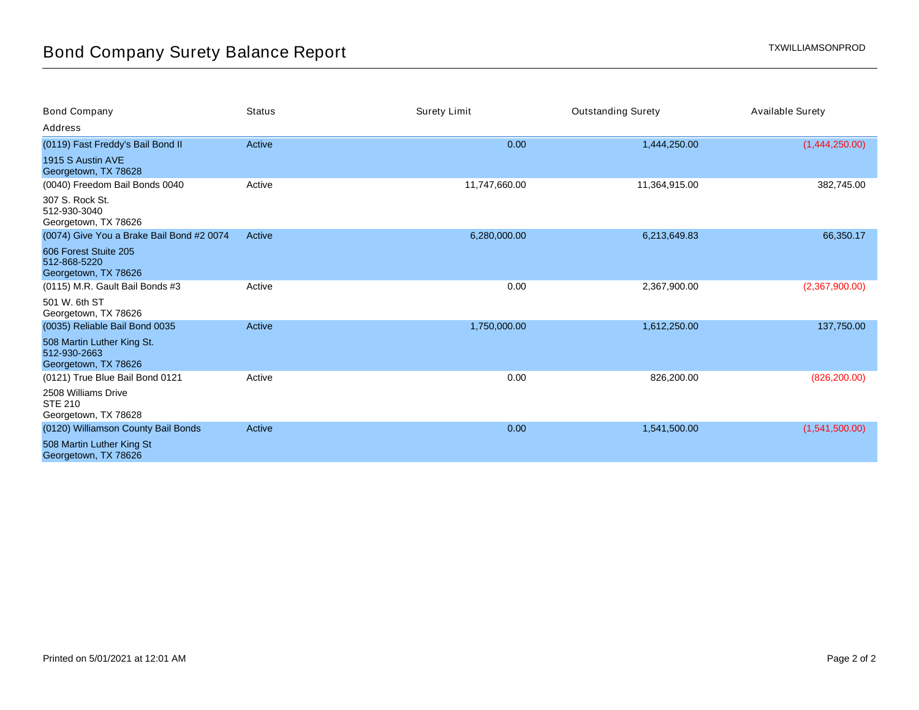# Bond Company Surety Balance Report

TXWILLIAMSONPROD

| Bond Company / Address | Status | Surety Limit | Outstanding Surety | Available Surety |
|---|---|---|---|---|
| (0119) Fast Freddy's Bail Bond II<br>1915 S Austin AVE<br>Georgetown, TX 78628 | Active | 0.00 | 1,444,250.00 | (1,444,250.00) |
| (0040) Freedom Bail Bonds 0040<br>307 S. Rock St.<br>512-930-3040<br>Georgetown, TX 78626 | Active | 11,747,660.00 | 11,364,915.00 | 382,745.00 |
| (0074) Give You a Brake Bail Bond #2 0074<br>606 Forest Stuite 205<br>512-868-5220<br>Georgetown, TX 78626 | Active | 6,280,000.00 | 6,213,649.83 | 66,350.17 |
| (0115) M.R. Gault Bail Bonds #3<br>501 W. 6th ST<br>Georgetown, TX 78626 | Active | 0.00 | 2,367,900.00 | (2,367,900.00) |
| (0035) Reliable Bail Bond 0035<br>508 Martin Luther King St.<br>512-930-2663<br>Georgetown, TX 78626 | Active | 1,750,000.00 | 1,612,250.00 | 137,750.00 |
| (0121) True Blue Bail Bond 0121<br>2508 Williams Drive<br>STE 210<br>Georgetown, TX 78628 | Active | 0.00 | 826,200.00 | (826,200.00) |
| (0120) Williamson County Bail Bonds<br>508 Martin Luther King St<br>Georgetown, TX 78626 | Active | 0.00 | 1,541,500.00 | (1,541,500.00) |

Printed on 5/01/2021 at 12:01 AM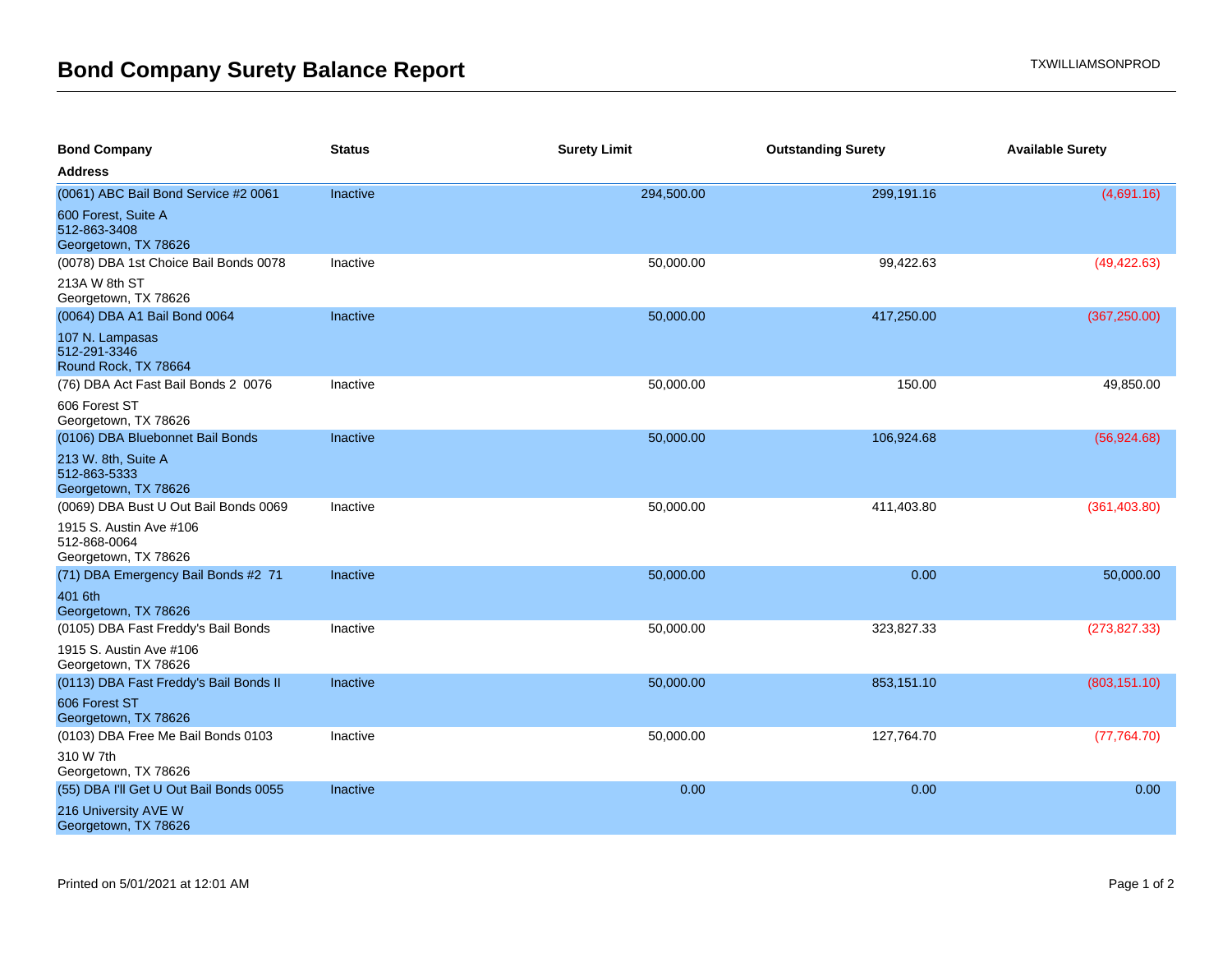# Bond Company Surety Balance Report

| Bond Company<br>Address | Status | Surety Limit | Outstanding Surety | Available Surety |
|---|---|---|---|---|
| (0061) ABC Bail Bond Service #2 0061<br>600 Forest, Suite A<br>512-863-3408<br>Georgetown, TX 78626 | Inactive | 294,500.00 | 299,191.16 | (4,691.16) |
| (0078) DBA 1st Choice Bail Bonds 0078<br>213A W 8th ST<br>Georgetown, TX 78626 | Inactive | 50,000.00 | 99,422.63 | (49,422.63) |
| (0064) DBA A1 Bail Bond 0064<br>107 N. Lampasas<br>512-291-3346<br>Round Rock, TX 78664 | Inactive | 50,000.00 | 417,250.00 | (367,250.00) |
| (76) DBA Act Fast Bail Bonds 2 0076<br>606 Forest ST<br>Georgetown, TX 78626 | Inactive | 50,000.00 | 150.00 | 49,850.00 |
| (0106) DBA Bluebonnet Bail Bonds<br>213 W. 8th, Suite A<br>512-863-5333<br>Georgetown, TX 78626 | Inactive | 50,000.00 | 106,924.68 | (56,924.68) |
| (0069) DBA Bust U Out Bail Bonds 0069<br>1915 S. Austin Ave #106<br>512-868-0064<br>Georgetown, TX 78626 | Inactive | 50,000.00 | 411,403.80 | (361,403.80) |
| (71) DBA Emergency Bail Bonds #2 71<br>401 6th<br>Georgetown, TX 78626 | Inactive | 50,000.00 | 0.00 | 50,000.00 |
| (0105) DBA Fast Freddy's Bail Bonds<br>1915 S. Austin Ave #106<br>Georgetown, TX 78626 | Inactive | 50,000.00 | 323,827.33 | (273,827.33) |
| (0113) DBA Fast Freddy's Bail Bonds II<br>606 Forest ST<br>Georgetown, TX 78626 | Inactive | 50,000.00 | 853,151.10 | (803,151.10) |
| (0103) DBA Free Me Bail Bonds 0103<br>310 W 7th<br>Georgetown, TX 78626 | Inactive | 50,000.00 | 127,764.70 | (77,764.70) |
| (55) DBA I'll Get U Out Bail Bonds 0055<br>216 University AVE W<br>Georgetown, TX 78626 | Inactive | 0.00 | 0.00 | 0.00 |

Printed on 5/01/2021 at 12:01 AM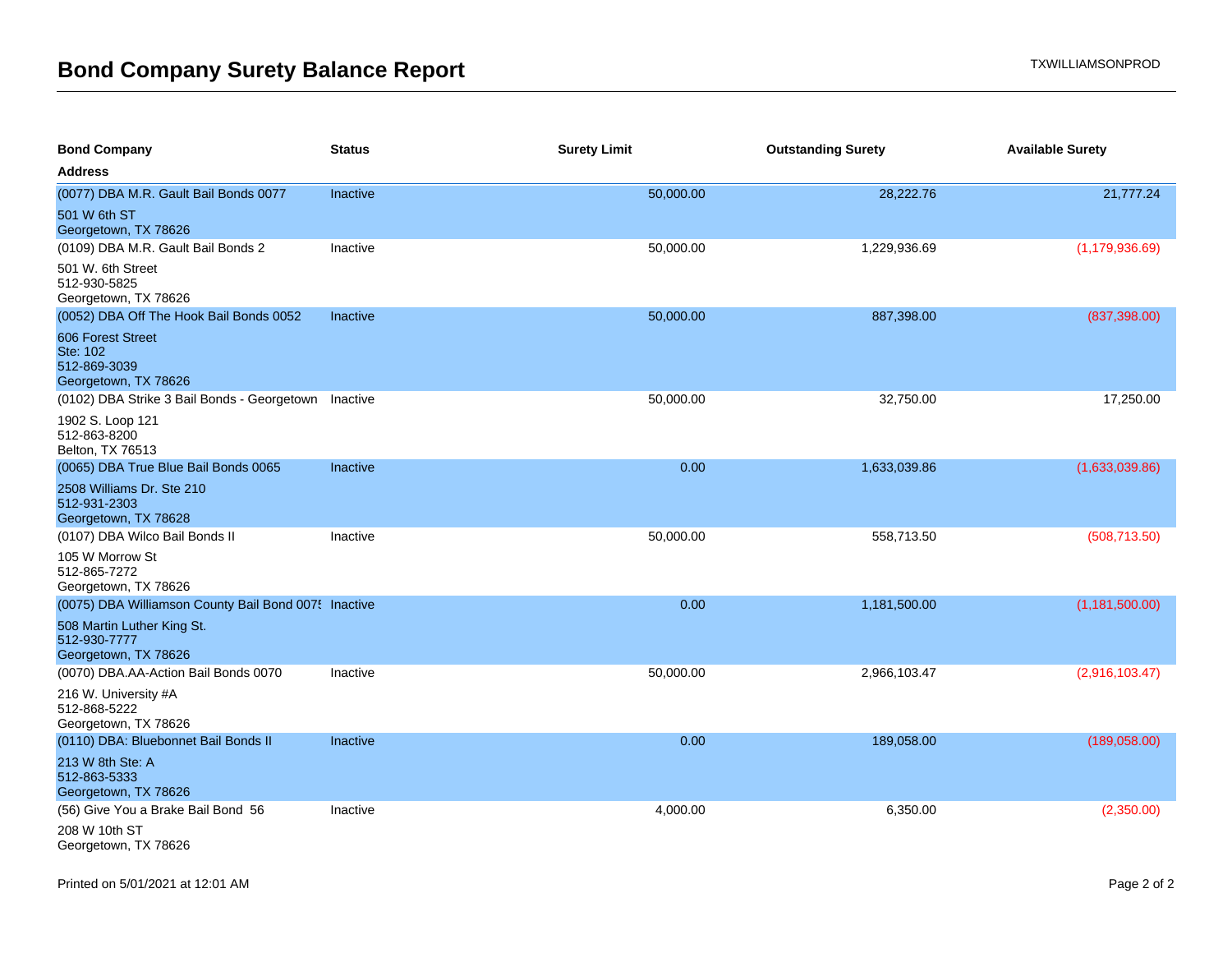# Bond Company Surety Balance Report

TXWILLIAMSONPROD

| Bond Company / Address | Status | Surety Limit | Outstanding Surety | Available Surety |
|---|---|---|---|---|
| (0077) DBA M.R. Gault Bail Bonds 0077<br>501 W 6th ST<br>Georgetown, TX 78626 | Inactive | 50,000.00 | 28,222.76 | 21,777.24 |
| (0109) DBA M.R. Gault Bail Bonds 2<br>501 W. 6th Street<br>512-930-5825<br>Georgetown, TX 78626 | Inactive | 50,000.00 | 1,229,936.69 | (1,179,936.69) |
| (0052) DBA Off The Hook Bail Bonds 0052<br>606 Forest Street<br>Ste: 102<br>512-869-3039<br>Georgetown, TX 78626 | Inactive | 50,000.00 | 887,398.00 | (837,398.00) |
| (0102) DBA Strike 3 Bail Bonds - Georgetown<br>1902 S. Loop 121<br>512-863-8200<br>Belton, TX 76513 | Inactive | 50,000.00 | 32,750.00 | 17,250.00 |
| (0065) DBA True Blue Bail Bonds 0065<br>2508 Williams Dr. Ste 210<br>512-931-2303<br>Georgetown, TX 78628 | Inactive | 0.00 | 1,633,039.86 | (1,633,039.86) |
| (0107) DBA Wilco Bail Bonds II<br>105 W Morrow St<br>512-865-7272<br>Georgetown, TX 78626 | Inactive | 50,000.00 | 558,713.50 | (508,713.50) |
| (0075) DBA Williamson County Bail Bond 0075<br>508 Martin Luther King St.<br>512-930-7777<br>Georgetown, TX 78626 | Inactive | 0.00 | 1,181,500.00 | (1,181,500.00) |
| (0070) DBA.AA-Action Bail Bonds 0070<br>216 W. University #A<br>512-868-5222<br>Georgetown, TX 78626 | Inactive | 50,000.00 | 2,966,103.47 | (2,916,103.47) |
| (0110) DBA: Bluebonnet Bail Bonds II<br>213 W 8th Ste: A<br>512-863-5333<br>Georgetown, TX 78626 | Inactive | 0.00 | 189,058.00 | (189,058.00) |
| (56) Give You a Brake Bail Bond 56<br>208 W 10th ST<br>Georgetown, TX 78626 | Inactive | 4,000.00 | 6,350.00 | (2,350.00) |

Printed on 5/01/2021 at 12:01 AM